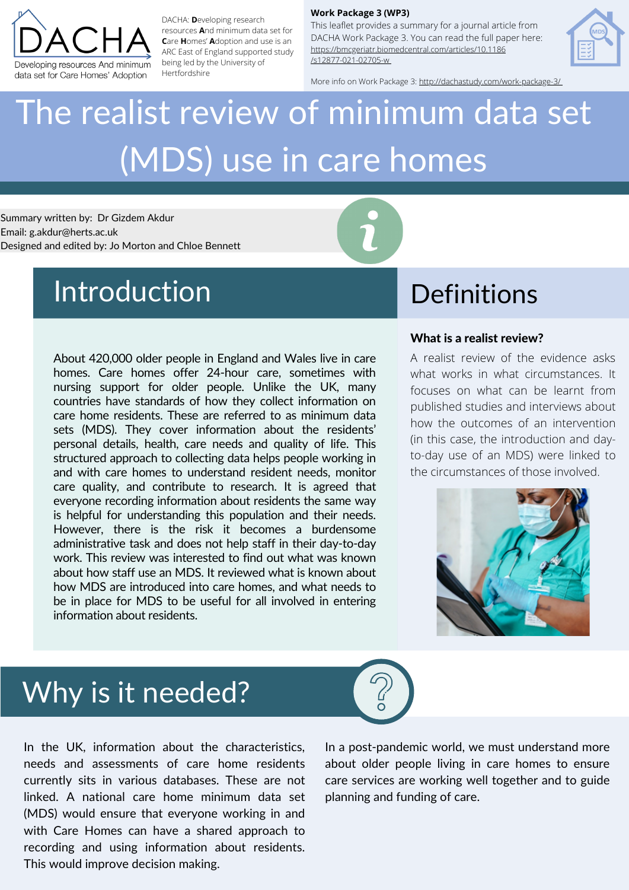DACHA

Developing resources And minimum data set for Care Homes' Adoption

DACHA: **D**eveloping research resources **A**nd minimum data set for **C**are **H**omes' **A**doption and use is an ARC East of England supported study being led by the University of Hertfordshire

**Work Package 3 (WP3)**

This leaflet provides a summary for a journal article from DACHA Work Package 3. You can read the full paper here: https://bmcgeriatr.biomedcentral.com/articles/10.1186/s12877-021-02705-w

More info on Work Package 3: http://dachastudy.com/work-package-3/

# The realist review of minimum data set (MDS) use in care homes

Summary written by: Dr Gizdem Akdur
Email: g.akdur@herts.ac.uk
Designed and edited by: Jo Morton and Chloe Bennett

## Introduction

About 420,000 older people in England and Wales live in care homes. Care homes offer 24-hour care, sometimes with nursing support for older people. Unlike the UK, many countries have standards of how they collect information on care home residents. These are referred to as minimum data sets (MDS). They cover information about the residents' personal details, health, care needs and quality of life. This structured approach to collecting data helps people working in and with care homes to understand resident needs, monitor care quality, and contribute to research. It is agreed that everyone recording information about residents the same way is helpful for understanding this population and their needs. However, there is the risk it becomes a burdensome administrative task and does not help staff in their day-to-day work. This review was interested to find out what was known about how staff use an MDS. It reviewed what is known about how MDS are introduced into care homes, and what needs to be in place for MDS to be useful for all involved in entering information about residents.

## Definitions

**What is a realist review?**

A realist review of the evidence asks what works in what circumstances. It focuses on what can be learnt from published studies and interviews about how the outcomes of an intervention (in this case, the introduction and day-to-day use of an MDS) were linked to the circumstances of those involved.

## Why is it needed?

In the UK, information about the characteristics, needs and assessments of care home residents currently sits in various databases. These are not linked. A national care home minimum data set (MDS) would ensure that everyone working in and with Care Homes can have a shared approach to recording and using information about residents. This would improve decision making.

In a post-pandemic world, we must understand more about older people living in care homes to ensure care services are working well together and to guide planning and funding of care.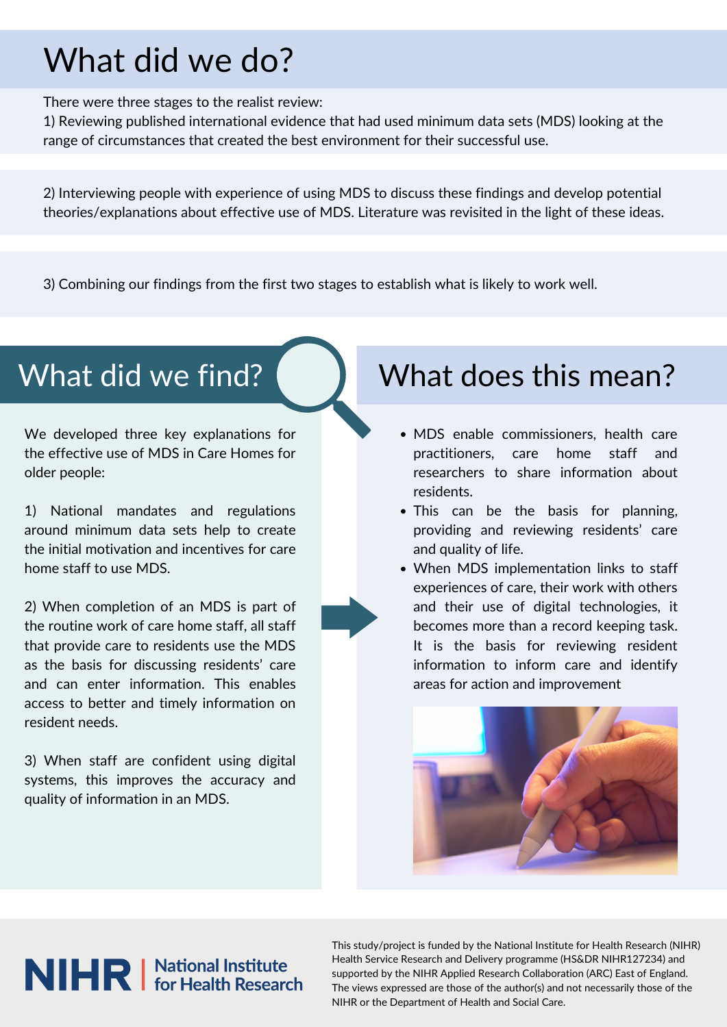# What did we do?

There were three stages to the realist review:

1) Reviewing published international evidence that had used minimum data sets (MDS) looking at the range of circumstances that created the best environment for their successful use.

2) Interviewing people with experience of using MDS to discuss these findings and develop potential theories/explanations about effective use of MDS. Literature was revisited in the light of these ideas.

3) Combining our findings from the first two stages to establish what is likely to work well.

# What did we find?

We developed three key explanations for the effective use of MDS in Care Homes for older people:

1) National mandates and regulations around minimum data sets help to create the initial motivation and incentives for care home staff to use MDS.

2) When completion of an MDS is part of the routine work of care home staff, all staff that provide care to residents use the MDS as the basis for discussing residents' care and can enter information. This enables access to better and timely information on resident needs.

3) When staff are confident using digital systems, this improves the accuracy and quality of information in an MDS.

# What does this mean?

- MDS enable commissioners, health care practitioners, care home staff and researchers to share information about residents.
- This can be the basis for planning, providing and reviewing residents' care and quality of life.
- When MDS implementation links to staff experiences of care, their work with others and their use of digital technologies, it becomes more than a record keeping task. It is the basis for reviewing resident information to inform care and identify areas for action and improvement

NIHR | National Institute for Health Research

This study/project is funded by the National Institute for Health Research (NIHR) Health Service Research and Delivery programme (HS&DR NIHR127234) and supported by the NIHR Applied Research Collaboration (ARC) East of England. The views expressed are those of the author(s) and not necessarily those of the NIHR or the Department of Health and Social Care.